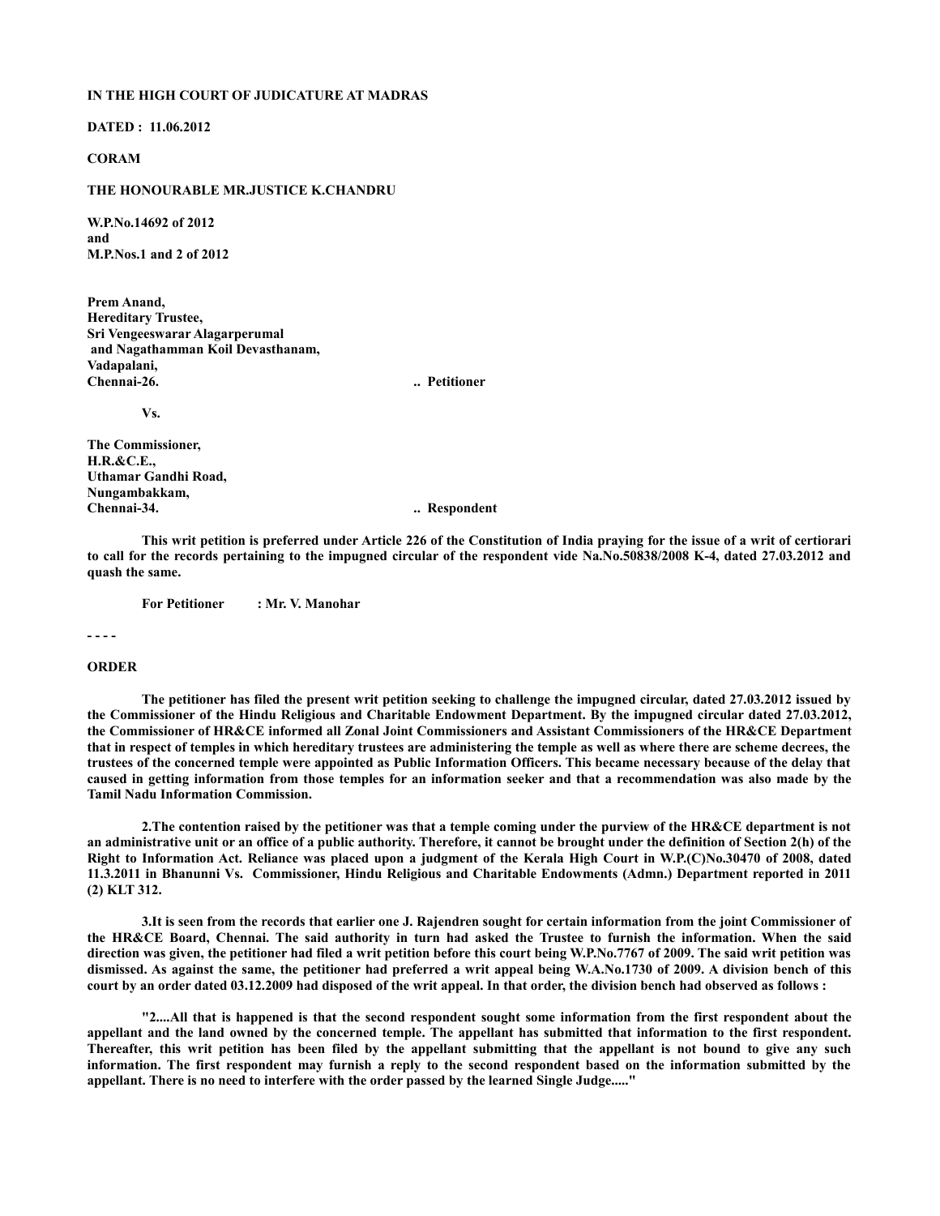**IN THE HIGH COURT OF JUDICATURE AT MADRAS**

**DATED : 11.06.2012**

**CORAM**

**THE HONOURABLE MR.JUSTICE K.CHANDRU**

**W.P.No.14692 of 2012**
**and**
**M.P.Nos.1 and 2 of 2012**

**Prem Anand,**
**Hereditary Trustee,**
**Sri Vengeeswarar Alagarperumal**
**and Nagathamman Koil Devasthanam,**
**Vadapalani,**
**Chennai-26. .. Petitioner**

**Vs.**

**The Commissioner,**
**H.R.&C.E.,**
**Uthamar Gandhi Road,**
**Nungambakkam,**
**Chennai-34. .. Respondent**

**This writ petition is preferred under Article 226 of the Constitution of India praying for the issue of a writ of certiorari to call for the records pertaining to the impugned circular of the respondent vide Na.No.50838/2008 K-4, dated 27.03.2012 and quash the same.**

**For Petitioner : Mr. V. Manohar**

**- - - -**

**ORDER**

**The petitioner has filed the present writ petition seeking to challenge the impugned circular, dated 27.03.2012 issued by the Commissioner of the Hindu Religious and Charitable Endowment Department. By the impugned circular dated 27.03.2012, the Commissioner of HR&CE informed all Zonal Joint Commissioners and Assistant Commissioners of the HR&CE Department that in respect of temples in which hereditary trustees are administering the temple as well as where there are scheme decrees, the trustees of the concerned temple were appointed as Public Information Officers. This became necessary because of the delay that caused in getting information from those temples for an information seeker and that a recommendation was also made by the Tamil Nadu Information Commission.**

**2.The contention raised by the petitioner was that a temple coming under the purview of the HR&CE department is not an administrative unit or an office of a public authority. Therefore, it cannot be brought under the definition of Section 2(h) of the Right to Information Act. Reliance was placed upon a judgment of the Kerala High Court in W.P.(C)No.30470 of 2008, dated 11.3.2011 in Bhanunni Vs. Commissioner, Hindu Religious and Charitable Endowments (Admn.) Department reported in 2011 (2) KLT 312.**

**3.It is seen from the records that earlier one J. Rajendren sought for certain information from the joint Commissioner of the HR&CE Board, Chennai. The said authority in turn had asked the Trustee to furnish the information. When the said direction was given, the petitioner had filed a writ petition before this court being W.P.No.7767 of 2009. The said writ petition was dismissed. As against the same, the petitioner had preferred a writ appeal being W.A.No.1730 of 2009. A division bench of this court by an order dated 03.12.2009 had disposed of the writ appeal. In that order, the division bench had observed as follows :**

**"2....All that is happened is that the second respondent sought some information from the first respondent about the appellant and the land owned by the concerned temple. The appellant has submitted that information to the first respondent. Thereafter, this writ petition has been filed by the appellant submitting that the appellant is not bound to give any such information. The first respondent may furnish a reply to the second respondent based on the information submitted by the appellant. There is no need to interfere with the order passed by the learned Single Judge....."**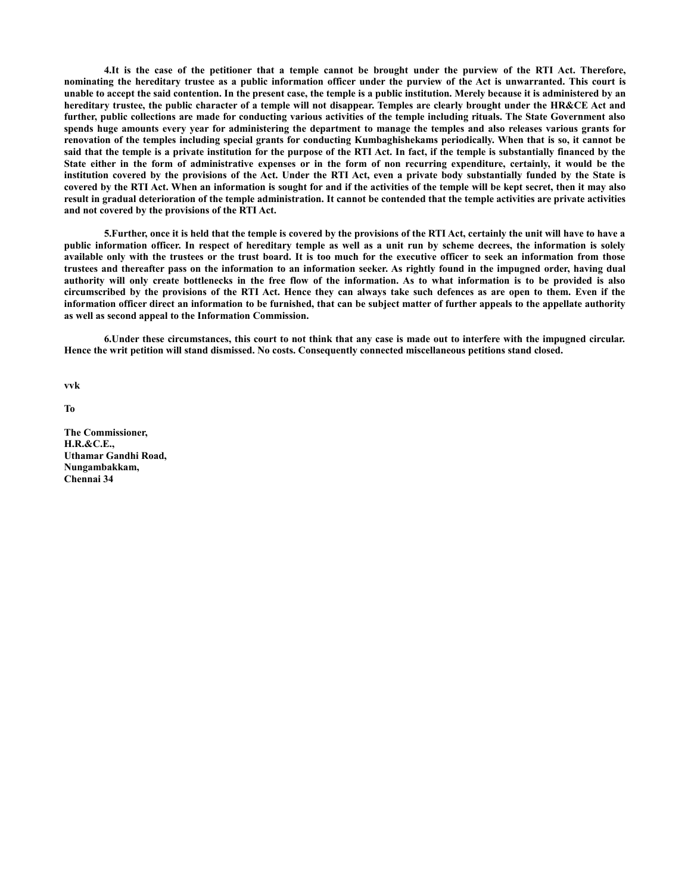**4.It is the case of the petitioner that a temple cannot be brought under the purview of the RTI Act. Therefore, nominating the hereditary trustee as a public information officer under the purview of the Act is unwarranted. This court is unable to accept the said contention. In the present case, the temple is a public institution. Merely because it is administered by an hereditary trustee, the public character of a temple will not disappear. Temples are clearly brought under the HR&CE Act and further, public collections are made for conducting various activities of the temple including rituals. The State Government also spends huge amounts every year for administering the department to manage the temples and also releases various grants for renovation of the temples including special grants for conducting Kumbaghishekams periodically. When that is so, it cannot be said that the temple is a private institution for the purpose of the RTI Act. In fact, if the temple is substantially financed by the State either in the form of administrative expenses or in the form of non recurring expenditure, certainly, it would be the institution covered by the provisions of the Act. Under the RTI Act, even a private body substantially funded by the State is covered by the RTI Act. When an information is sought for and if the activities of the temple will be kept secret, then it may also result in gradual deterioration of the temple administration. It cannot be contended that the temple activities are private activities and not covered by the provisions of the RTI Act.**

**5.Further, once it is held that the temple is covered by the provisions of the RTI Act, certainly the unit will have to have a public information officer. In respect of hereditary temple as well as a unit run by scheme decrees, the information is solely available only with the trustees or the trust board. It is too much for the executive officer to seek an information from those trustees and thereafter pass on the information to an information seeker. As rightly found in the impugned order, having dual authority will only create bottlenecks in the free flow of the information. As to what information is to be provided is also circumscribed by the provisions of the RTI Act. Hence they can always take such defences as are open to them. Even if the information officer direct an information to be furnished, that can be subject matter of further appeals to the appellate authority as well as second appeal to the Information Commission.**

**6.Under these circumstances, this court to not think that any case is made out to interfere with the impugned circular. Hence the writ petition will stand dismissed. No costs. Consequently connected miscellaneous petitions stand closed.**

**vvk**

**To**

**The Commissioner,**
**H.R.&C.E.,**
**Uthamar Gandhi Road,**
**Nungambakkam,**
**Chennai 34**